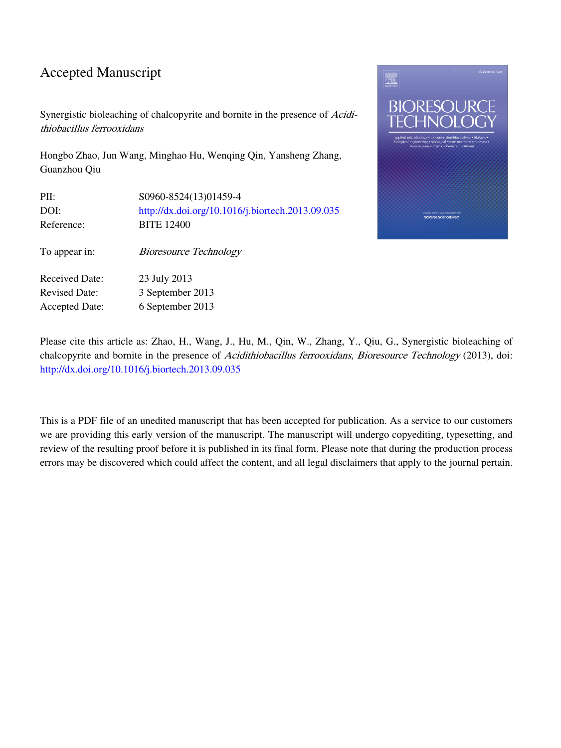# Accepted Manuscript

Synergistic bioleaching of chalcopyrite and bornite in the presence of *Acidithiobacillus ferrooxidans*

Hongbo Zhao, Jun Wang, Minghao Hu, Wenqing Qin, Yansheng Zhang, Guanzhou Qiu

| | |
|---|---|
| PII: | S0960-8524(13)01459-4 |
| DOI: | http://dx.doi.org/10.1016/j.biortech.2013.09.035 |
| Reference: | BITE 12400 |
| To appear in: | *Bioresource Technology* |
| Received Date: | 23 July 2013 |
| Revised Date: | 3 September 2013 |
| Accepted Date: | 6 September 2013 |

Please cite this article as: Zhao, H., Wang, J., Hu, M., Qin, W., Zhang, Y., Qiu, G., Synergistic bioleaching of chalcopyrite and bornite in the presence of *Acidithiobacillus ferrooxidans*, *Bioresource Technology* (2013), doi: http://dx.doi.org/10.1016/j.biortech.2013.09.035

This is a PDF file of an unedited manuscript that has been accepted for publication. As a service to our customers we are providing this early version of the manuscript. The manuscript will undergo copyediting, typesetting, and review of the resulting proof before it is published in its final form. Please note that during the production process errors may be discovered which could affect the content, and all legal disclaimers that apply to the journal pertain.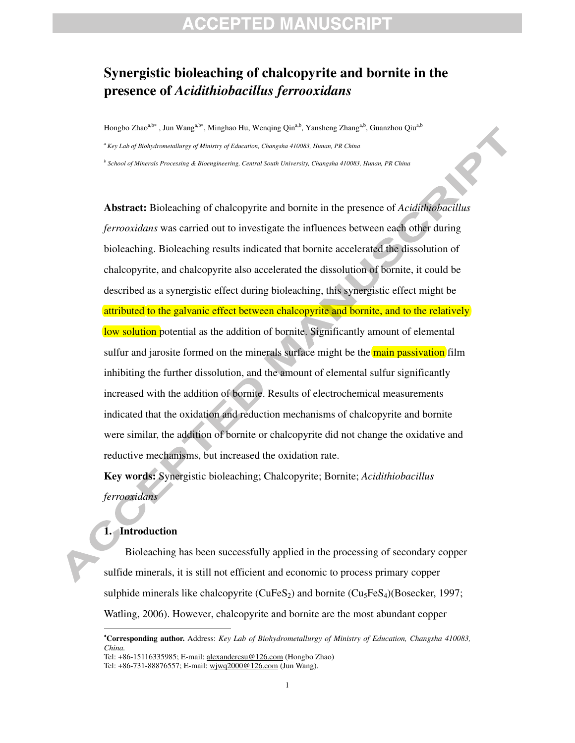# Synergistic bioleaching of chalcopyrite and bornite in the presence of *Acidithiobacillus ferrooxidans*

Hongbo Zhao[a,b*], Jun Wang[a,b*], Minghao Hu, Wenqing Qin[a,b], Yansheng Zhang[a,b], Guanzhou Qiu[a,b]

[a] *Key Lab of Biohydrometallurgy of Ministry of Education, Changsha 410083, Hunan, PR China*

[b] *School of Minerals Processing & Bioengineering, Central South University, Changsha 410083, Hunan, PR China*

**Abstract:** Bioleaching of chalcopyrite and bornite in the presence of *Acidithiobacillus ferrooxidans* was carried out to investigate the influences between each other during bioleaching. Bioleaching results indicated that bornite accelerated the dissolution of chalcopyrite, and chalcopyrite also accelerated the dissolution of bornite, it could be described as a synergistic effect during bioleaching, this synergistic effect might be attributed to the galvanic effect between chalcopyrite and bornite, and to the relatively low solution potential as the addition of bornite. Significantly amount of elemental sulfur and jarosite formed on the minerals surface might be the main passivation film inhibiting the further dissolution, and the amount of elemental sulfur significantly increased with the addition of bornite. Results of electrochemical measurements indicated that the oxidation and reduction mechanisms of chalcopyrite and bornite were similar, the addition of bornite or chalcopyrite did not change the oxidative and reductive mechanisms, but increased the oxidation rate.

**Key words:** Synergistic bioleaching; Chalcopyrite; Bornite; *Acidithiobacillus ferrooxidans*

## 1. Introduction

Bioleaching has been successfully applied in the processing of secondary copper sulfide minerals, it is still not efficient and economic to process primary copper sulphide minerals like chalcopyrite ($CuFeS_2$) and bornite ($Cu_5FeS_4$)(Bosecker, 1997; Watling, 2006). However, chalcopyrite and bornite are the most abundant copper

---

*Corresponding author.** Address: *Key Lab of Biohydrometallurgy of Ministry of Education, Changsha 410083, China.*
Tel: +86-15116335985; E-mail: alexandercsu@126.com (Hongbo Zhao)
Tel: +86-731-88876557; E-mail: wjwq2000@126.com (Jun Wang).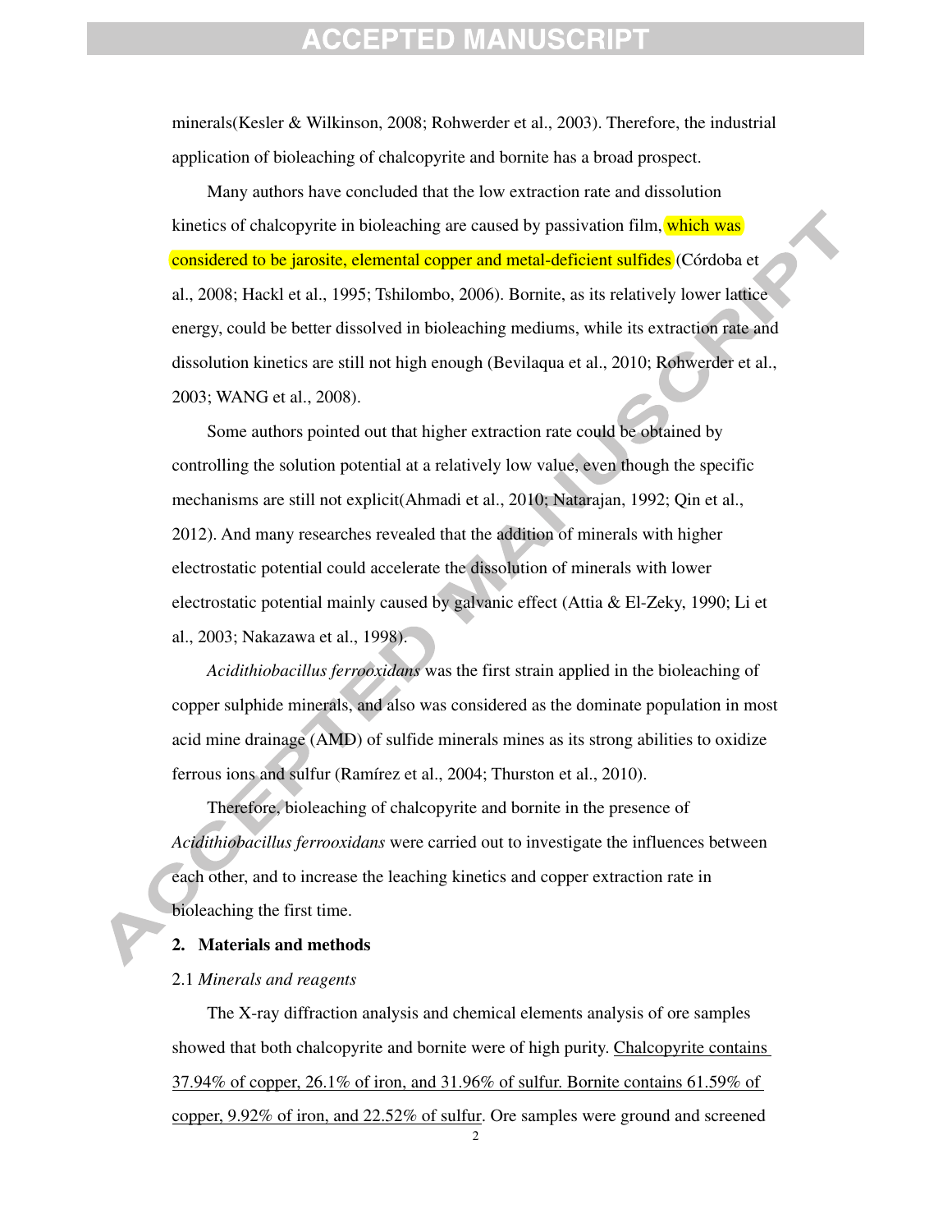minerals(Kesler & Wilkinson, 2008; Rohwerder et al., 2003). Therefore, the industrial application of bioleaching of chalcopyrite and bornite has a broad prospect.

Many authors have concluded that the low extraction rate and dissolution kinetics of chalcopyrite in bioleaching are caused by passivation film, which was considered to be jarosite, elemental copper and metal-deficient sulfides (Córdoba et al., 2008; Hackl et al., 1995; Tshilombo, 2006). Bornite, as its relatively lower lattice energy, could be better dissolved in bioleaching mediums, while its extraction rate and dissolution kinetics are still not high enough (Bevilaqua et al., 2010; Rohwerder et al., 2003; WANG et al., 2008).

Some authors pointed out that higher extraction rate could be obtained by controlling the solution potential at a relatively low value, even though the specific mechanisms are still not explicit(Ahmadi et al., 2010; Natarajan, 1992; Qin et al., 2012). And many researches revealed that the addition of minerals with higher electrostatic potential could accelerate the dissolution of minerals with lower electrostatic potential mainly caused by galvanic effect (Attia & El-Zeky, 1990; Li et al., 2003; Nakazawa et al., 1998).

*Acidithiobacillus ferrooxidans* was the first strain applied in the bioleaching of copper sulphide minerals, and also was considered as the dominate population in most acid mine drainage (AMD) of sulfide minerals mines as its strong abilities to oxidize ferrous ions and sulfur (Ramírez et al., 2004; Thurston et al., 2010).

Therefore, bioleaching of chalcopyrite and bornite in the presence of *Acidithiobacillus ferrooxidans* were carried out to investigate the influences between each other, and to increase the leaching kinetics and copper extraction rate in bioleaching the first time.

## 2. Materials and methods

### 2.1 *Minerals and reagents*

The X-ray diffraction analysis and chemical elements analysis of ore samples showed that both chalcopyrite and bornite were of high purity. Chalcopyrite contains 37.94% of copper, 26.1% of iron, and 31.96% of sulfur. Bornite contains 61.59% of copper, 9.92% of iron, and 22.52% of sulfur. Ore samples were ground and screened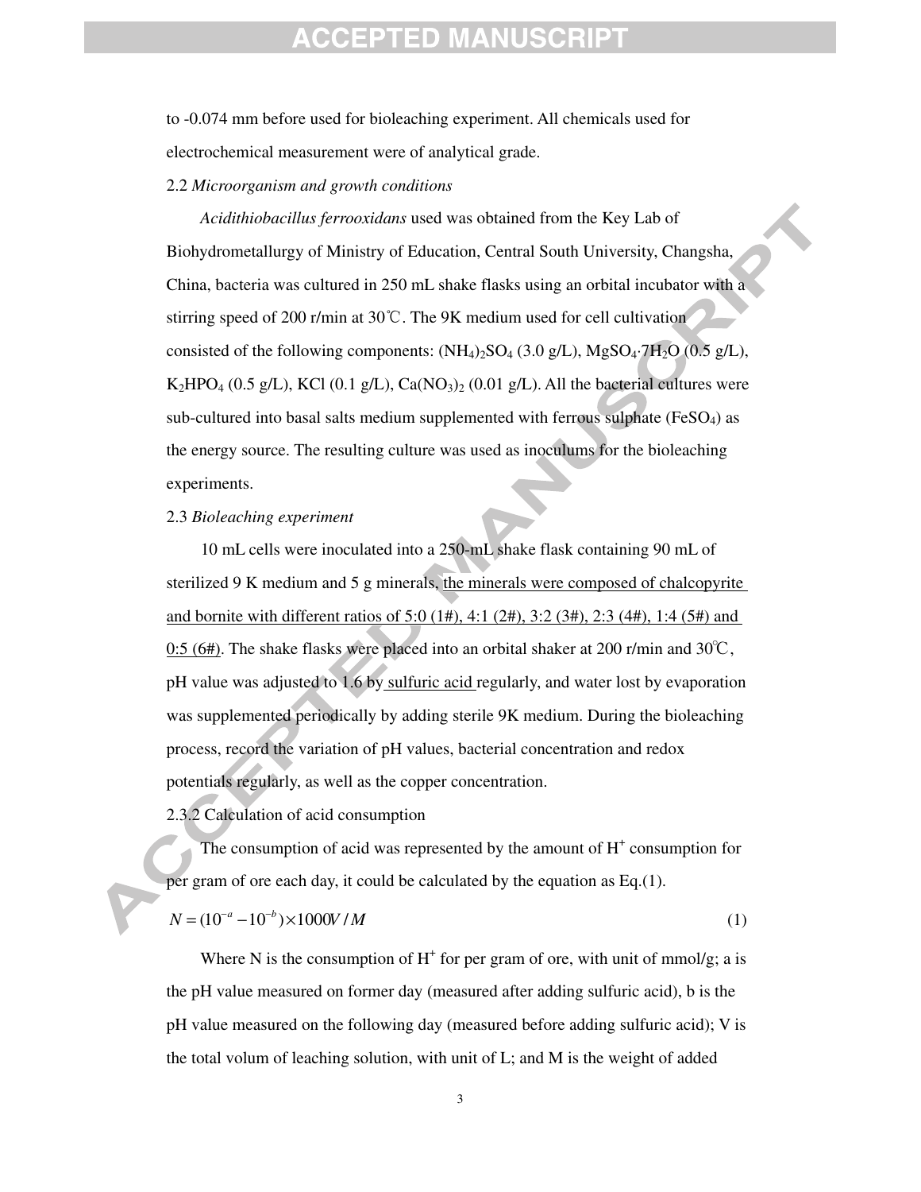to -0.074 mm before used for bioleaching experiment. All chemicals used for electrochemical measurement were of analytical grade.

### 2.2 *Microorganism and growth conditions*

*Acidithiobacillus ferrooxidans* used was obtained from the Key Lab of Biohydrometallurgy of Ministry of Education, Central South University, Changsha, China, bacteria was cultured in 250 mL shake flasks using an orbital incubator with a stirring speed of 200 r/min at 30℃. The 9K medium used for cell cultivation consisted of the following components: $(NH_4)_2SO_4$ (3.0 g/L), $MgSO_4·7H_2O$ (0.5 g/L), $K_2HPO_4$ (0.5 g/L), KCl (0.1 g/L), $Ca(NO_3)_2$ (0.01 g/L). All the bacterial cultures were sub-cultured into basal salts medium supplemented with ferrous sulphate ($FeSO_4$) as the energy source. The resulting culture was used as inoculums for the bioleaching experiments.

### 2.3 *Bioleaching experiment*

10 mL cells were inoculated into a 250-mL shake flask containing 90 mL of sterilized 9 K medium and 5 g minerals, the minerals were composed of chalcopyrite and bornite with different ratios of 5:0 (1#), 4:1 (2#), 3:2 (3#), 2:3 (4#), 1:4 (5#) and 0:5 (6#). The shake flasks were placed into an orbital shaker at 200 r/min and 30℃, pH value was adjusted to 1.6 by sulfuric acid regularly, and water lost by evaporation was supplemented periodically by adding sterile 9K medium. During the bioleaching process, record the variation of pH values, bacterial concentration and redox potentials regularly, as well as the copper concentration.

#### 2.3.2 Calculation of acid consumption

The consumption of acid was represented by the amount of $H^+$ consumption for per gram of ore each day, it could be calculated by the equation as Eq.(1).

$$N = (10^{-a} - 10^{-b}) \times 1000V / M \tag{1}$$

Where N is the consumption of $H^+$ for per gram of ore, with unit of mmol/g; a is the pH value measured on former day (measured after adding sulfuric acid), b is the pH value measured on the following day (measured before adding sulfuric acid); V is the total volum of leaching solution, with unit of L; and M is the weight of added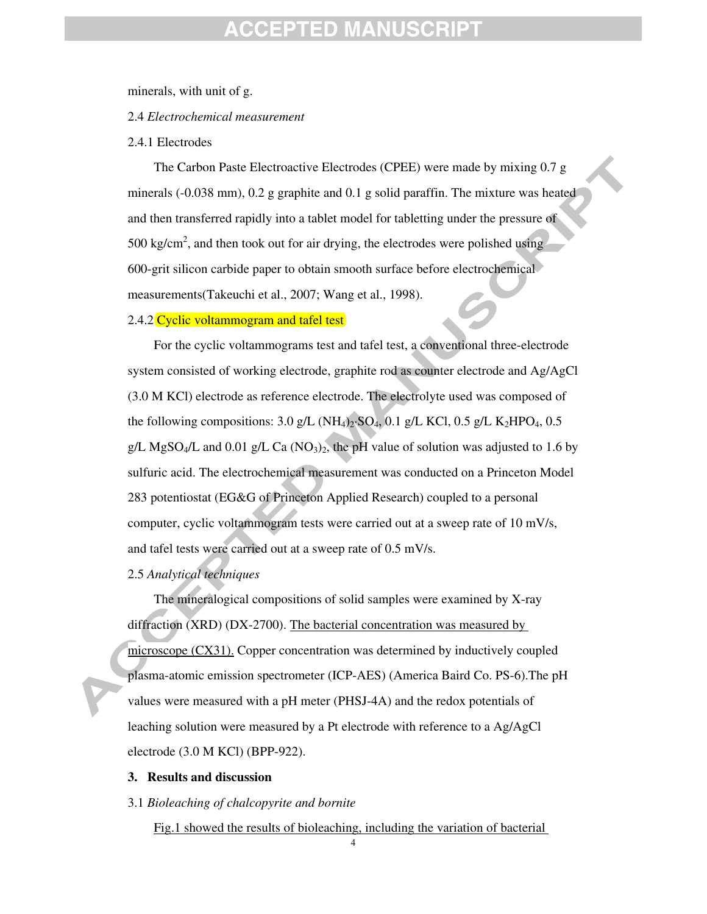minerals, with unit of g.

2.4 *Electrochemical measurement*

2.4.1 Electrodes

The Carbon Paste Electroactive Electrodes (CPEE) were made by mixing 0.7 g minerals (-0.038 mm), 0.2 g graphite and 0.1 g solid paraffin. The mixture was heated and then transferred rapidly into a tablet model for tabletting under the pressure of 500 kg/cm$^2$, and then took out for air drying, the electrodes were polished using 600-grit silicon carbide paper to obtain smooth surface before electrochemical measurements(Takeuchi et al., 2007; Wang et al., 1998).

2.4.2 Cyclic voltammogram and tafel test

For the cyclic voltammograms test and tafel test, a conventional three-electrode system consisted of working electrode, graphite rod as counter electrode and Ag/AgCl (3.0 M KCl) electrode as reference electrode. The electrolyte used was composed of the following compositions: 3.0 g/L $(NH_4)_2 \cdot SO_4$, 0.1 g/L KCl, 0.5 g/L $K_2HPO_4$, 0.5 g/L $MgSO_4$/L and 0.01 g/L $Ca\ (NO_3)_2$, the pH value of solution was adjusted to 1.6 by sulfuric acid. The electrochemical measurement was conducted on a Princeton Model 283 potentiostat (EG&G of Princeton Applied Research) coupled to a personal computer, cyclic voltammogram tests were carried out at a sweep rate of 10 mV/s, and tafel tests were carried out at a sweep rate of 0.5 mV/s.

2.5 *Analytical techniques*

The mineralogical compositions of solid samples were examined by X-ray diffraction (XRD) (DX-2700). The bacterial concentration was measured by microscope (CX31). Copper concentration was determined by inductively coupled plasma-atomic emission spectrometer (ICP-AES) (America Baird Co. PS-6).The pH values were measured with a pH meter (PHSJ-4A) and the redox potentials of leaching solution were measured by a Pt electrode with reference to a Ag/AgCl electrode (3.0 M KCl) (BPP-922).

## 3. Results and discussion

3.1 *Bioleaching of chalcopyrite and bornite*

Fig.1 showed the results of bioleaching, including the variation of bacterial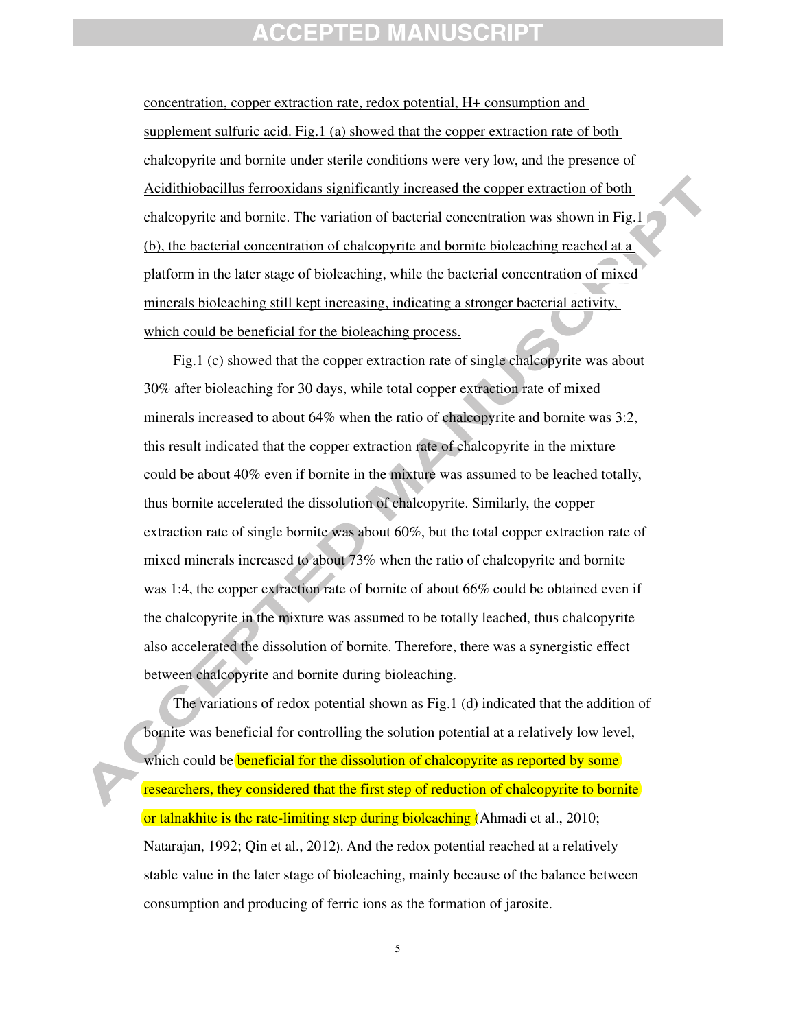concentration, copper extraction rate, redox potential, H+ consumption and supplement sulfuric acid. Fig.1 (a) showed that the copper extraction rate of both chalcopyrite and bornite under sterile conditions were very low, and the presence of Acidithiobacillus ferrooxidans significantly increased the copper extraction of both chalcopyrite and bornite. The variation of bacterial concentration was shown in Fig.1 (b), the bacterial concentration of chalcopyrite and bornite bioleaching reached at a platform in the later stage of bioleaching, while the bacterial concentration of mixed minerals bioleaching still kept increasing, indicating a stronger bacterial activity, which could be beneficial for the bioleaching process.

Fig.1 (c) showed that the copper extraction rate of single chalcopyrite was about 30% after bioleaching for 30 days, while total copper extraction rate of mixed minerals increased to about 64% when the ratio of chalcopyrite and bornite was 3:2, this result indicated that the copper extraction rate of chalcopyrite in the mixture could be about 40% even if bornite in the mixture was assumed to be leached totally, thus bornite accelerated the dissolution of chalcopyrite. Similarly, the copper extraction rate of single bornite was about 60%, but the total copper extraction rate of mixed minerals increased to about 73% when the ratio of chalcopyrite and bornite was 1:4, the copper extraction rate of bornite of about 66% could be obtained even if the chalcopyrite in the mixture was assumed to be totally leached, thus chalcopyrite also accelerated the dissolution of bornite. Therefore, there was a synergistic effect between chalcopyrite and bornite during bioleaching.

The variations of redox potential shown as Fig.1 (d) indicated that the addition of bornite was beneficial for controlling the solution potential at a relatively low level, which could be beneficial for the dissolution of chalcopyrite as reported by some researchers, they considered that the first step of reduction of chalcopyrite to bornite or talnakhite is the rate-limiting step during bioleaching (Ahmadi et al., 2010; Natarajan, 1992; Qin et al., 2012). And the redox potential reached at a relatively stable value in the later stage of bioleaching, mainly because of the balance between consumption and producing of ferric ions as the formation of jarosite.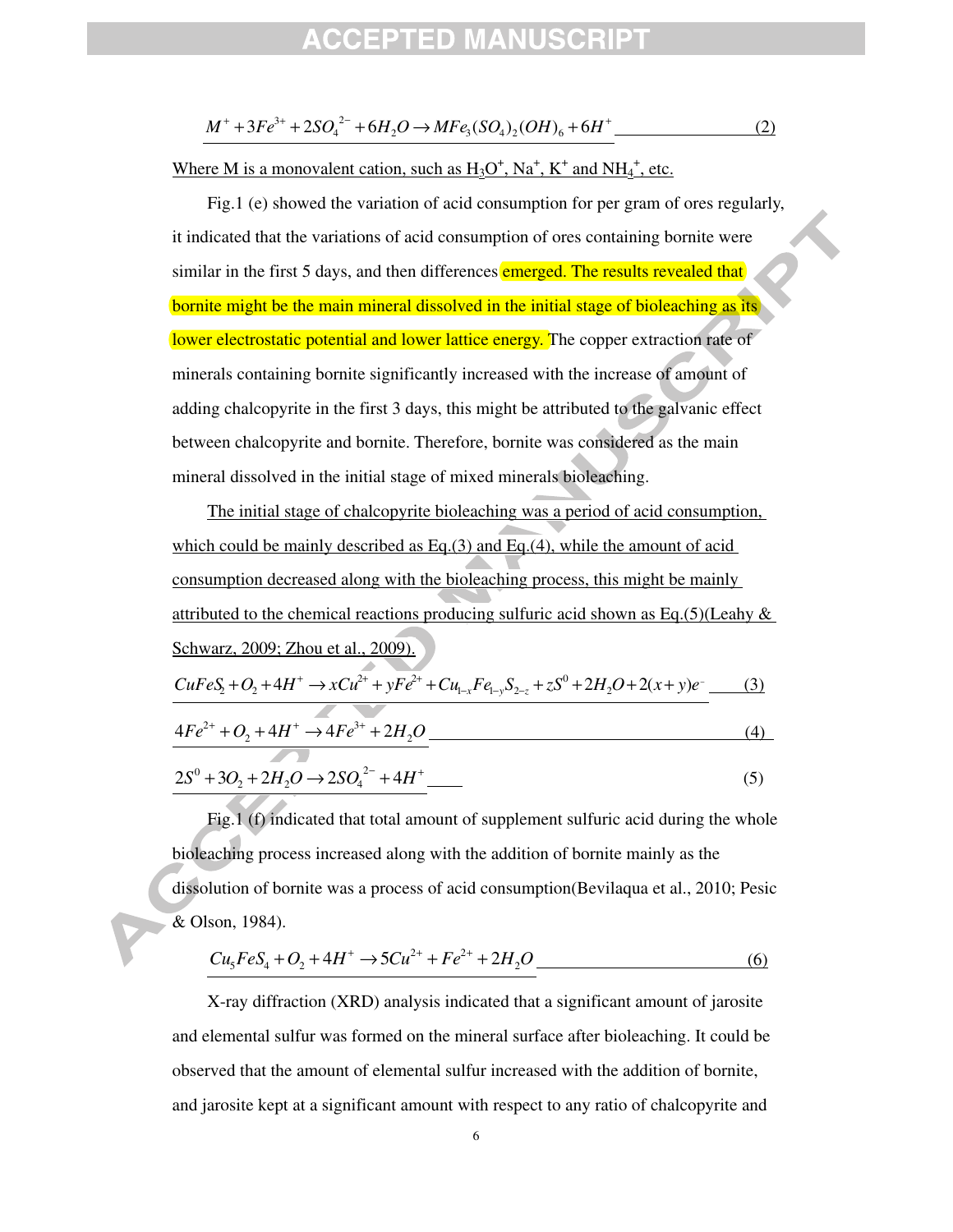$$M^{+} + 3Fe^{3+} + 2SO_4^{2-} + 6H_2O \rightarrow MFe_3(SO_4)_2(OH)_6 + 6H^{+} \quad (2)$$

Where M is a monovalent cation, such as $H_3O^+$, $Na^+$, $K^+$ and $NH_4^+$, etc.

Fig.1 (e) showed the variation of acid consumption for per gram of ores regularly, it indicated that the variations of acid consumption of ores containing bornite were similar in the first 5 days, and then differences emerged. The results revealed that bornite might be the main mineral dissolved in the initial stage of bioleaching as its lower electrostatic potential and lower lattice energy. The copper extraction rate of minerals containing bornite significantly increased with the increase of amount of adding chalcopyrite in the first 3 days, this might be attributed to the galvanic effect between chalcopyrite and bornite. Therefore, bornite was considered as the main mineral dissolved in the initial stage of mixed minerals bioleaching.

The initial stage of chalcopyrite bioleaching was a period of acid consumption, which could be mainly described as Eq.(3) and Eq.(4), while the amount of acid consumption decreased along with the bioleaching process, this might be mainly attributed to the chemical reactions producing sulfuric acid shown as Eq.(5)(Leahy & Schwarz, 2009; Zhou et al., 2009).

$$CuFeS_2 + O_2 + 4H^{+} \rightarrow xCu^{2+} + yFe^{2+} + Cu_{1-x}Fe_{1-y}S_{2-z} + zS^0 + 2H_2O + 2(x+y)e^{-} \quad (3)$$

$$4Fe^{2+} + O_2 + 4H^{+} \rightarrow 4Fe^{3+} + 2H_2O \quad (4)$$

$$2S^0 + 3O_2 + 2H_2O \rightarrow 2SO_4^{2-} + 4H^{+} \quad (5)$$

Fig.1 (f) indicated that total amount of supplement sulfuric acid during the whole bioleaching process increased along with the addition of bornite mainly as the dissolution of bornite was a process of acid consumption(Bevilaqua et al., 2010; Pesic & Olson, 1984).

$$Cu_5FeS_4 + O_2 + 4H^{+} \rightarrow 5Cu^{2+} + Fe^{2+} + 2H_2O \quad (6)$$

X-ray diffraction (XRD) analysis indicated that a significant amount of jarosite and elemental sulfur was formed on the mineral surface after bioleaching. It could be observed that the amount of elemental sulfur increased with the addition of bornite, and jarosite kept at a significant amount with respect to any ratio of chalcopyrite and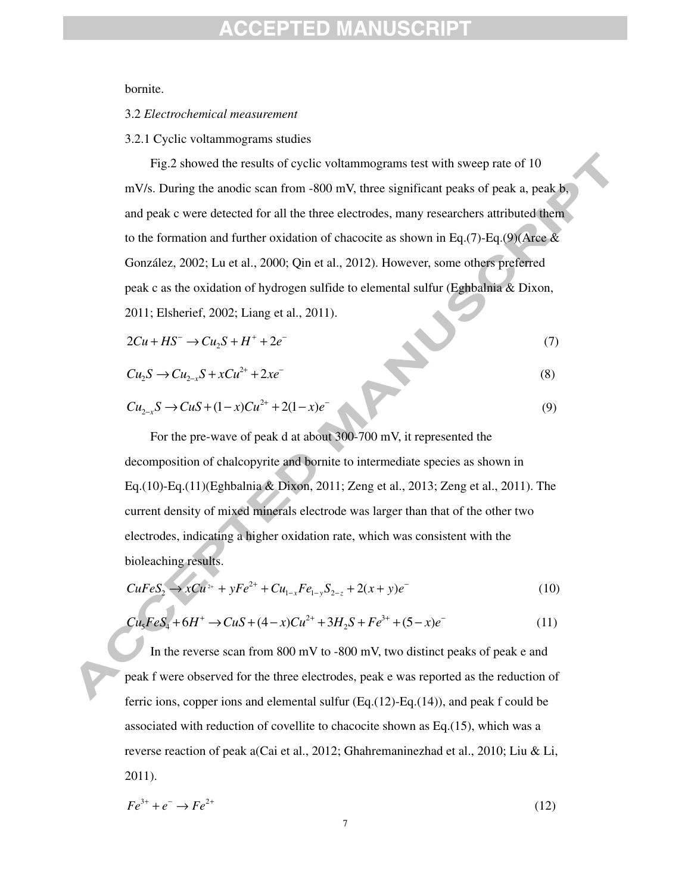bornite.

### 3.2 *Electrochemical measurement*

#### 3.2.1 Cyclic voltammograms studies

Fig.2 showed the results of cyclic voltammograms test with sweep rate of 10 mV/s. During the anodic scan from -800 mV, three significant peaks of peak a, peak b, and peak c were detected for all the three electrodes, many researchers attributed them to the formation and further oxidation of chacocite as shown in Eq.(7)-Eq.(9)(Arce & González, 2002; Lu et al., 2000; Qin et al., 2012). However, some others preferred peak c as the oxidation of hydrogen sulfide to elemental sulfur (Eghbalnia & Dixon, 2011; Elsherief, 2002; Liang et al., 2011).

$$2Cu + HS^- \rightarrow Cu_2S + H^+ + 2e^- \tag{7}$$

$$Cu_2S \rightarrow Cu_{2-x}S + xCu^{2+} + 2xe^- \tag{8}$$

$$Cu_{2-x}S \rightarrow CuS + (1-x)Cu^{2+} + 2(1-x)e^- \tag{9}$$

For the pre-wave of peak d at about 300-700 mV, it represented the decomposition of chalcopyrite and bornite to intermediate species as shown in Eq.(10)-Eq.(11)(Eghbalnia & Dixon, 2011; Zeng et al., 2013; Zeng et al., 2011). The current density of mixed minerals electrode was larger than that of the other two electrodes, indicating a higher oxidation rate, which was consistent with the bioleaching results.

$$CuFeS_2 \rightarrow xCu^{2+} + yFe^{2+} + Cu_{1-x}Fe_{1-y}S_{2-z} + 2(x+y)e^- \tag{10}$$

$$Cu_5FeS_4 + 6H^+ \rightarrow CuS + (4-x)Cu^{2+} + 3H_2S + Fe^{3+} + (5-x)e^- \tag{11}$$

In the reverse scan from 800 mV to -800 mV, two distinct peaks of peak e and peak f were observed for the three electrodes, peak e was reported as the reduction of ferric ions, copper ions and elemental sulfur (Eq.(12)-Eq.(14)), and peak f could be associated with reduction of covellite to chacocite shown as Eq.(15), which was a reverse reaction of peak a(Cai et al., 2012; Ghahremaninezhad et al., 2010; Liu & Li, 2011).

$$Fe^{3+} + e^- \rightarrow Fe^{2+} \tag{12}$$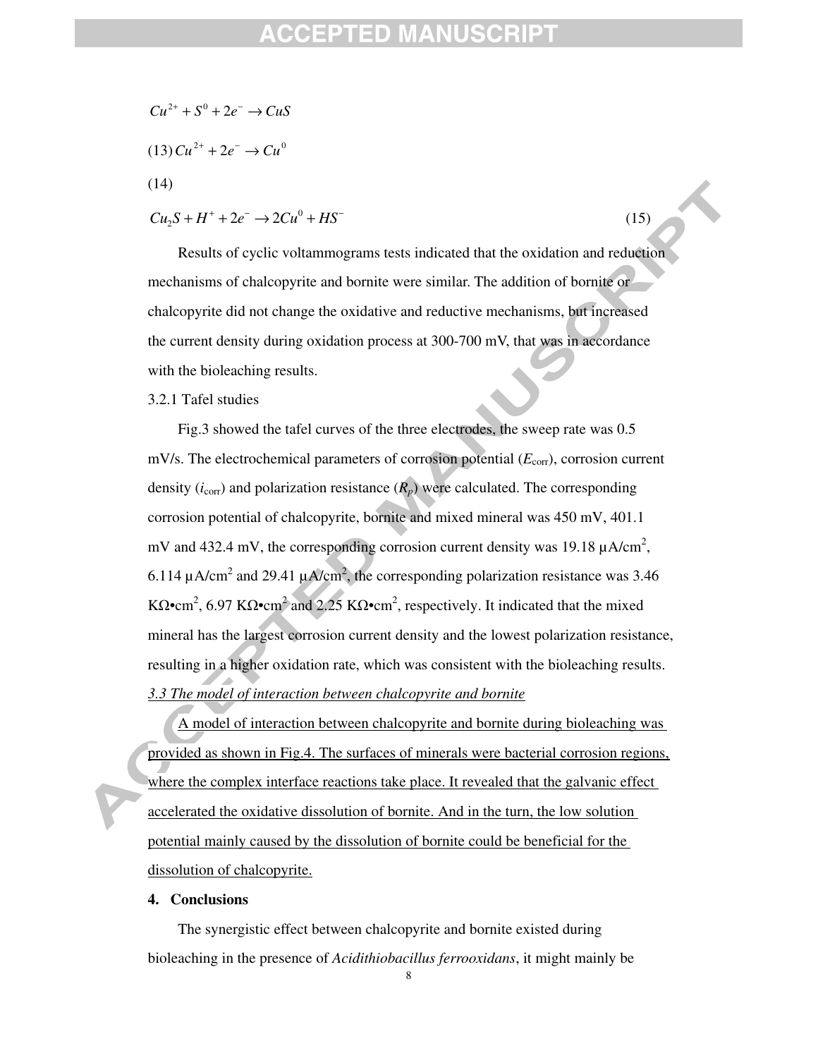$$Cu^{2+} + S^0 + 2e^- \rightarrow CuS$$

(13) $$Cu^{2+} + 2e^- \rightarrow Cu^0$$

(14)

$$Cu_2S + H^+ + 2e^- \rightarrow 2Cu^0 + HS^- \quad (15)$$

Results of cyclic voltammograms tests indicated that the oxidation and reduction mechanisms of chalcopyrite and bornite were similar. The addition of bornite or chalcopyrite did not change the oxidative and reductive mechanisms, but increased the current density during oxidation process at 300-700 mV, that was in accordance with the bioleaching results.

3.2.1 Tafel studies

Fig.3 showed the tafel curves of the three electrodes, the sweep rate was 0.5 mV/s. The electrochemical parameters of corrosion potential ($E_{corr}$), corrosion current density ($i_{corr}$) and polarization resistance ($R_p$) were calculated. The corresponding corrosion potential of chalcopyrite, bornite and mixed mineral was 450 mV, 401.1 mV and 432.4 mV, the corresponding corrosion current density was 19.18 μA/cm$^2$, 6.114 μA/cm$^2$ and 29.41 μA/cm$^2$, the corresponding polarization resistance was 3.46 KΩ•cm$^2$, 6.97 KΩ•cm$^2$ and 2.25 KΩ•cm$^2$, respectively. It indicated that the mixed mineral has the largest corrosion current density and the lowest polarization resistance, resulting in a higher oxidation rate, which was consistent with the bioleaching results.

*3.3 The model of interaction between chalcopyrite and bornite*

A model of interaction between chalcopyrite and bornite during bioleaching was provided as shown in Fig.4. The surfaces of minerals were bacterial corrosion regions, where the complex interface reactions take place. It revealed that the galvanic effect accelerated the oxidative dissolution of bornite. And in the turn, the low solution potential mainly caused by the dissolution of bornite could be beneficial for the dissolution of chalcopyrite.

## 4. Conclusions

The synergistic effect between chalcopyrite and bornite existed during bioleaching in the presence of *Acidithiobacillus ferrooxidans*, it might mainly be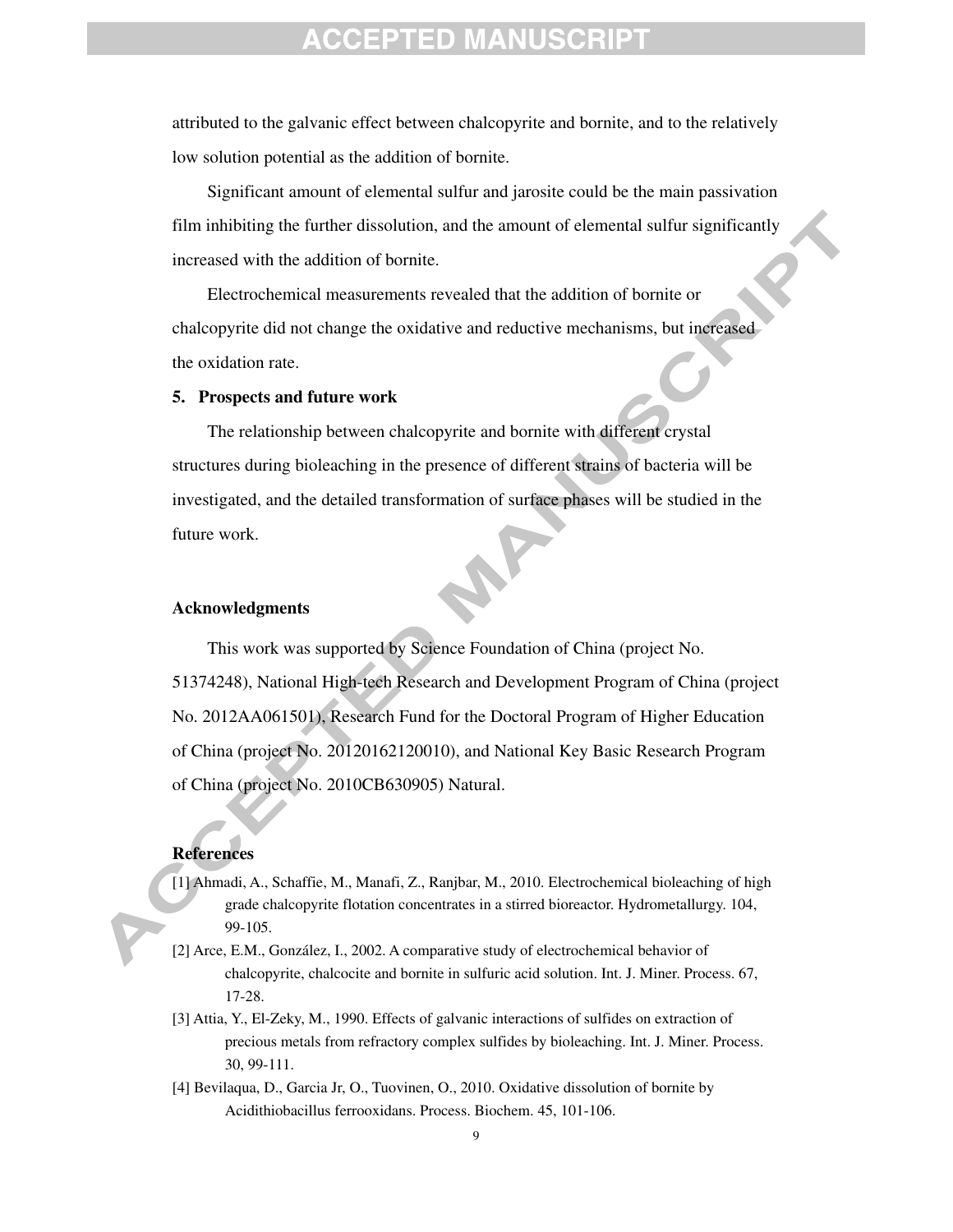attributed to the galvanic effect between chalcopyrite and bornite, and to the relatively low solution potential as the addition of bornite.

Significant amount of elemental sulfur and jarosite could be the main passivation film inhibiting the further dissolution, and the amount of elemental sulfur significantly increased with the addition of bornite.

Electrochemical measurements revealed that the addition of bornite or chalcopyrite did not change the oxidative and reductive mechanisms, but increased the oxidation rate.

## 5. Prospects and future work

The relationship between chalcopyrite and bornite with different crystal structures during bioleaching in the presence of different strains of bacteria will be investigated, and the detailed transformation of surface phases will be studied in the future work.

## Acknowledgments

This work was supported by Science Foundation of China (project No. 51374248), National High-tech Research and Development Program of China (project No. 2012AA061501), Research Fund for the Doctoral Program of Higher Education of China (project No. 20120162120010), and National Key Basic Research Program of China (project No. 2010CB630905) Natural.

## References

[1] Ahmadi, A., Schaffie, M., Manafi, Z., Ranjbar, M., 2010. Electrochemical bioleaching of high grade chalcopyrite flotation concentrates in a stirred bioreactor. Hydrometallurgy. 104, 99-105.

[2] Arce, E.M., González, I., 2002. A comparative study of electrochemical behavior of chalcopyrite, chalcocite and bornite in sulfuric acid solution. Int. J. Miner. Process. 67, 17-28.

[3] Attia, Y., El-Zeky, M., 1990. Effects of galvanic interactions of sulfides on extraction of precious metals from refractory complex sulfides by bioleaching. Int. J. Miner. Process. 30, 99-111.

[4] Bevilaqua, D., Garcia Jr, O., Tuovinen, O., 2010. Oxidative dissolution of bornite by Acidithiobacillus ferrooxidans. Process. Biochem. 45, 101-106.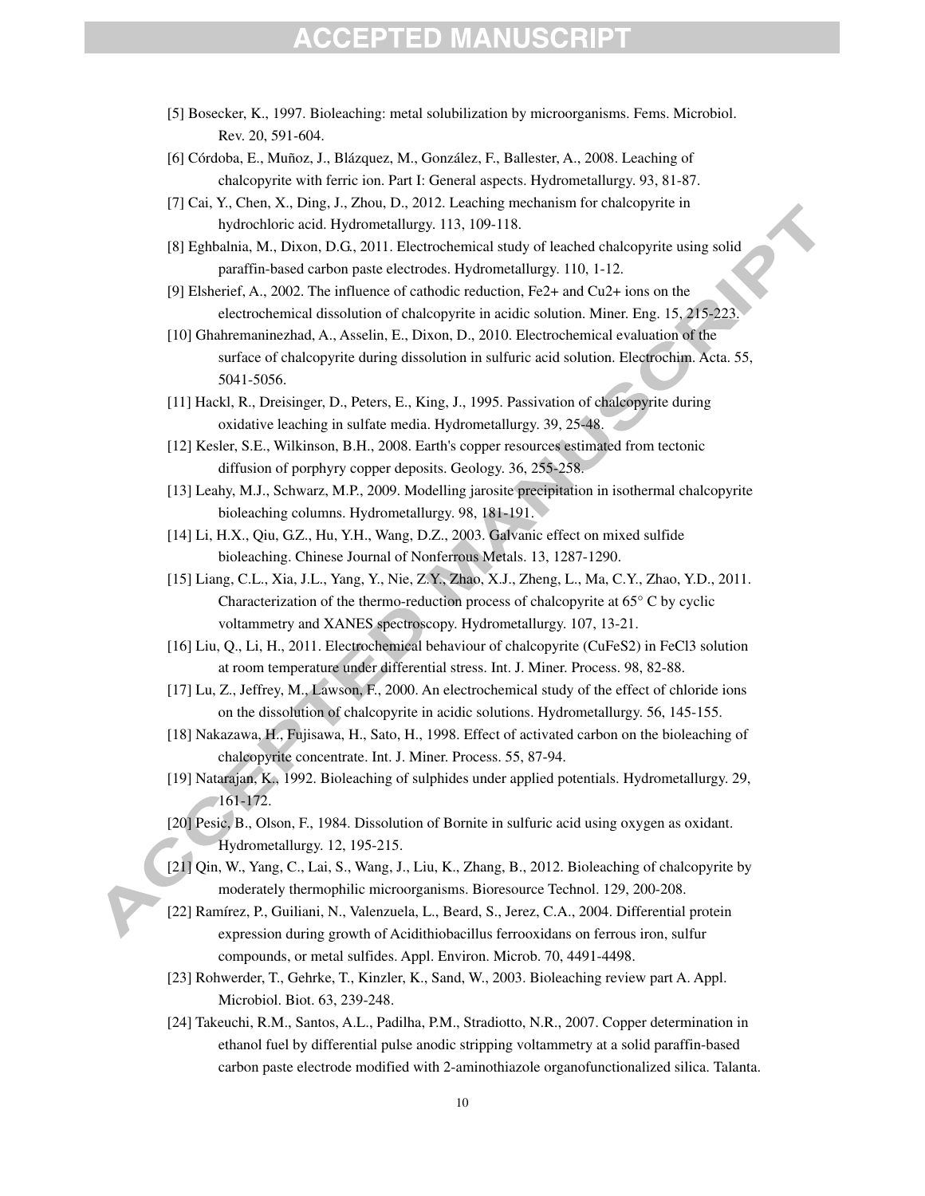[5] Bosecker, K., 1997. Bioleaching: metal solubilization by microorganisms. Fems. Microbiol. Rev. 20, 591-604.

[6] Córdoba, E., Muñoz, J., Blázquez, M., González, F., Ballester, A., 2008. Leaching of chalcopyrite with ferric ion. Part I: General aspects. Hydrometallurgy. 93, 81-87.

[7] Cai, Y., Chen, X., Ding, J., Zhou, D., 2012. Leaching mechanism for chalcopyrite in hydrochloric acid. Hydrometallurgy. 113, 109-118.

[8] Eghbalnia, M., Dixon, D.G., 2011. Electrochemical study of leached chalcopyrite using solid paraffin-based carbon paste electrodes. Hydrometallurgy. 110, 1-12.

[9] Elsherief, A., 2002. The influence of cathodic reduction, Fe2+ and Cu2+ ions on the electrochemical dissolution of chalcopyrite in acidic solution. Miner. Eng. 15, 215-223.

[10] Ghahremaninezhad, A., Asselin, E., Dixon, D., 2010. Electrochemical evaluation of the surface of chalcopyrite during dissolution in sulfuric acid solution. Electrochim. Acta. 55, 5041-5056.

[11] Hackl, R., Dreisinger, D., Peters, E., King, J., 1995. Passivation of chalcopyrite during oxidative leaching in sulfate media. Hydrometallurgy. 39, 25-48.

[12] Kesler, S.E., Wilkinson, B.H., 2008. Earth's copper resources estimated from tectonic diffusion of porphyry copper deposits. Geology. 36, 255-258.

[13] Leahy, M.J., Schwarz, M.P., 2009. Modelling jarosite precipitation in isothermal chalcopyrite bioleaching columns. Hydrometallurgy. 98, 181-191.

[14] Li, H.X., Qiu, G.Z., Hu, Y.H., Wang, D.Z., 2003. Galvanic effect on mixed sulfide bioleaching. Chinese Journal of Nonferrous Metals. 13, 1287-1290.

[15] Liang, C.L., Xia, J.L., Yang, Y., Nie, Z.Y., Zhao, X.J., Zheng, L., Ma, C.Y., Zhao, Y.D., 2011. Characterization of the thermo-reduction process of chalcopyrite at 65° C by cyclic voltammetry and XANES spectroscopy. Hydrometallurgy. 107, 13-21.

[16] Liu, Q., Li, H., 2011. Electrochemical behaviour of chalcopyrite (CuFeS2) in FeCl3 solution at room temperature under differential stress. Int. J. Miner. Process. 98, 82-88.

[17] Lu, Z., Jeffrey, M., Lawson, F., 2000. An electrochemical study of the effect of chloride ions on the dissolution of chalcopyrite in acidic solutions. Hydrometallurgy. 56, 145-155.

[18] Nakazawa, H., Fujisawa, H., Sato, H., 1998. Effect of activated carbon on the bioleaching of chalcopyrite concentrate. Int. J. Miner. Process. 55, 87-94.

[19] Natarajan, K., 1992. Bioleaching of sulphides under applied potentials. Hydrometallurgy. 29, 161-172.

[20] Pesic, B., Olson, F., 1984. Dissolution of Bornite in sulfuric acid using oxygen as oxidant. Hydrometallurgy. 12, 195-215.

[21] Qin, W., Yang, C., Lai, S., Wang, J., Liu, K., Zhang, B., 2012. Bioleaching of chalcopyrite by moderately thermophilic microorganisms. Bioresource Technol. 129, 200-208.

[22] Ramírez, P., Guiliani, N., Valenzuela, L., Beard, S., Jerez, C.A., 2004. Differential protein expression during growth of Acidithiobacillus ferrooxidans on ferrous iron, sulfur compounds, or metal sulfides. Appl. Environ. Microb. 70, 4491-4498.

[23] Rohwerder, T., Gehrke, T., Kinzler, K., Sand, W., 2003. Bioleaching review part A. Appl. Microbiol. Biot. 63, 239-248.

[24] Takeuchi, R.M., Santos, A.L., Padilha, P.M., Stradiotto, N.R., 2007. Copper determination in ethanol fuel by differential pulse anodic stripping voltammetry at a solid paraffin-based carbon paste electrode modified with 2-aminothiazole organofunctionalized silica. Talanta.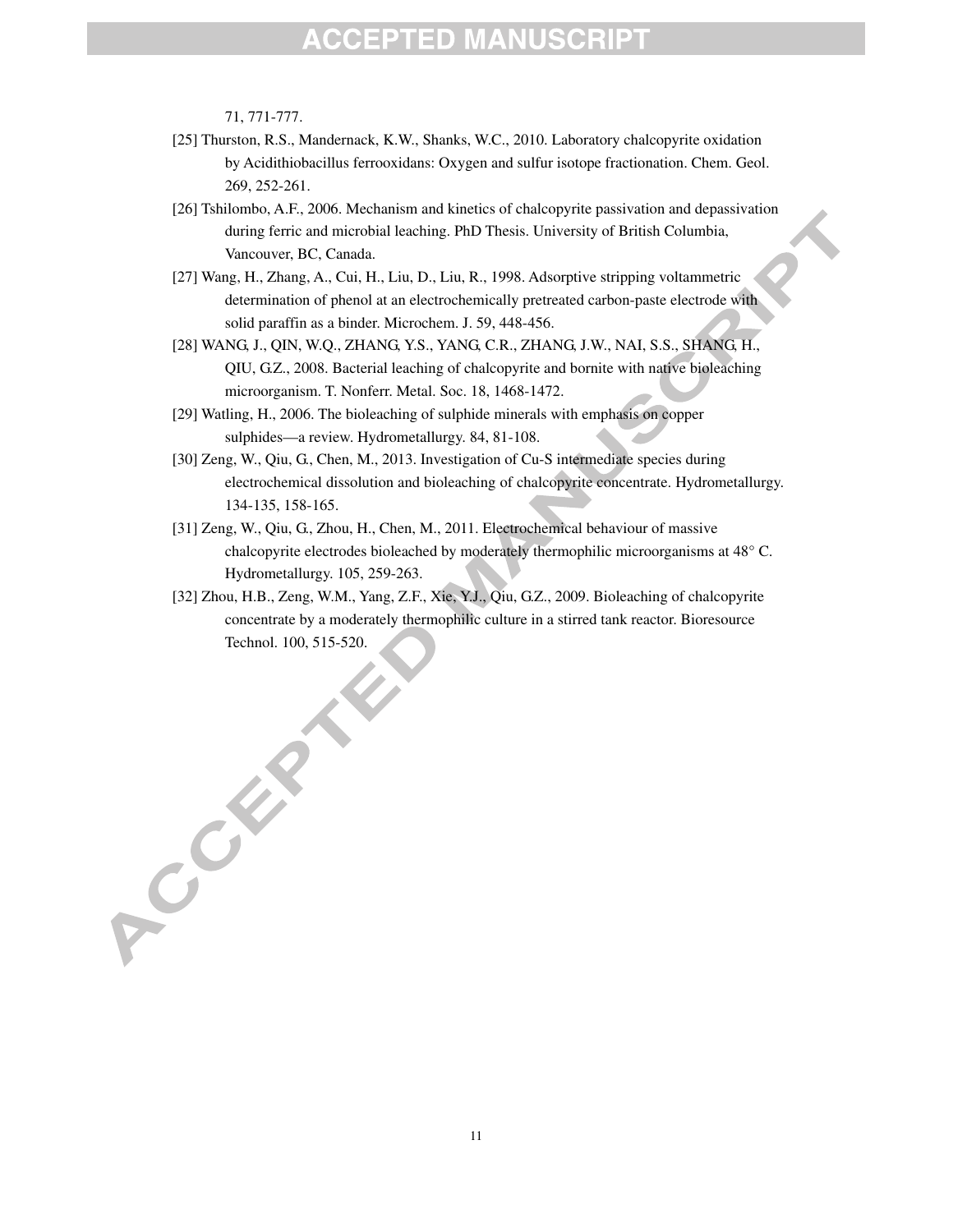71, 771-777.

[25] Thurston, R.S., Mandernack, K.W., Shanks, W.C., 2010. Laboratory chalcopyrite oxidation by Acidithiobacillus ferrooxidans: Oxygen and sulfur isotope fractionation. Chem. Geol. 269, 252-261.

[26] Tshilombo, A.F., 2006. Mechanism and kinetics of chalcopyrite passivation and depassivation during ferric and microbial leaching. PhD Thesis. University of British Columbia, Vancouver, BC, Canada.

[27] Wang, H., Zhang, A., Cui, H., Liu, D., Liu, R., 1998. Adsorptive stripping voltammetric determination of phenol at an electrochemically pretreated carbon-paste electrode with solid paraffin as a binder. Microchem. J. 59, 448-456.

[28] WANG, J., QIN, W.Q., ZHANG, Y.S., YANG, C.R., ZHANG, J.W., NAI, S.S., SHANG, H., QIU, G.Z., 2008. Bacterial leaching of chalcopyrite and bornite with native bioleaching microorganism. T. Nonferr. Metal. Soc. 18, 1468-1472.

[29] Watling, H., 2006. The bioleaching of sulphide minerals with emphasis on copper sulphides—a review. Hydrometallurgy. 84, 81-108.

[30] Zeng, W., Qiu, G., Chen, M., 2013. Investigation of Cu-S intermediate species during electrochemical dissolution and bioleaching of chalcopyrite concentrate. Hydrometallurgy. 134-135, 158-165.

[31] Zeng, W., Qiu, G., Zhou, H., Chen, M., 2011. Electrochemical behaviour of massive chalcopyrite electrodes bioleached by moderately thermophilic microorganisms at 48° C. Hydrometallurgy. 105, 259-263.

[32] Zhou, H.B., Zeng, W.M., Yang, Z.F., Xie, Y.J., Qiu, G.Z., 2009. Bioleaching of chalcopyrite concentrate by a moderately thermophilic culture in a stirred tank reactor. Bioresource Technol. 100, 515-520.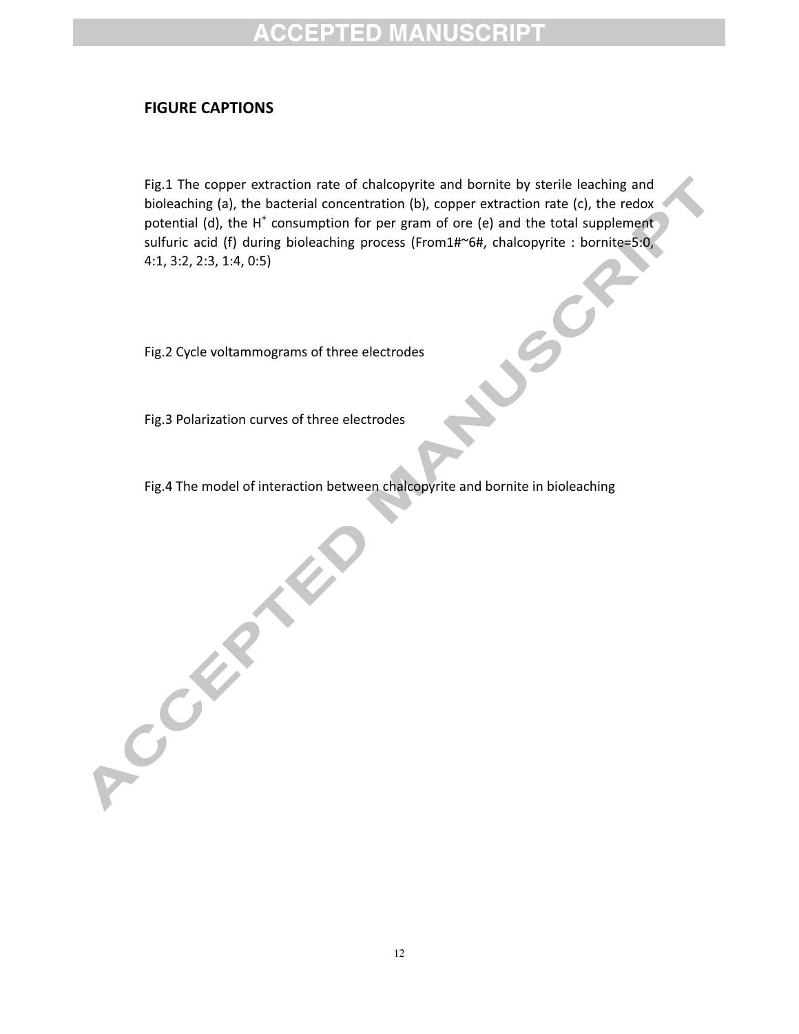## FIGURE CAPTIONS

Fig.1 The copper extraction rate of chalcopyrite and bornite by sterile leaching and bioleaching (a), the bacterial concentration (b), copper extraction rate (c), the redox potential (d), the $H^+$ consumption for per gram of ore (e) and the total supplement sulfuric acid (f) during bioleaching process (From1#~6#, chalcopyrite : bornite=5:0, 4:1, 3:2, 2:3, 1:4, 0:5)

Fig.2 Cycle voltammograms of three electrodes

Fig.3 Polarization curves of three electrodes

Fig.4 The model of interaction between chalcopyrite and bornite in bioleaching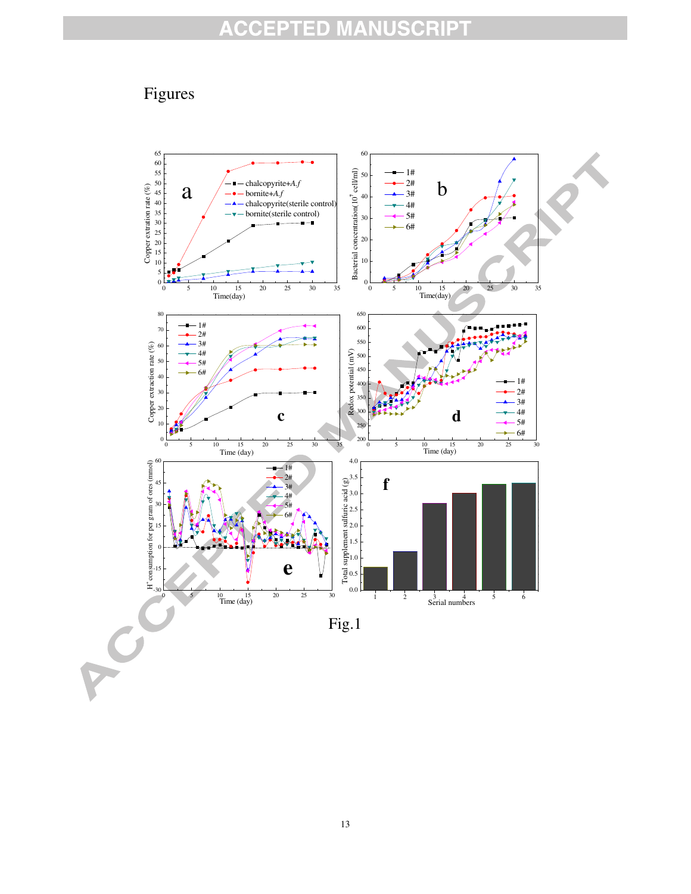Figures

Fig.1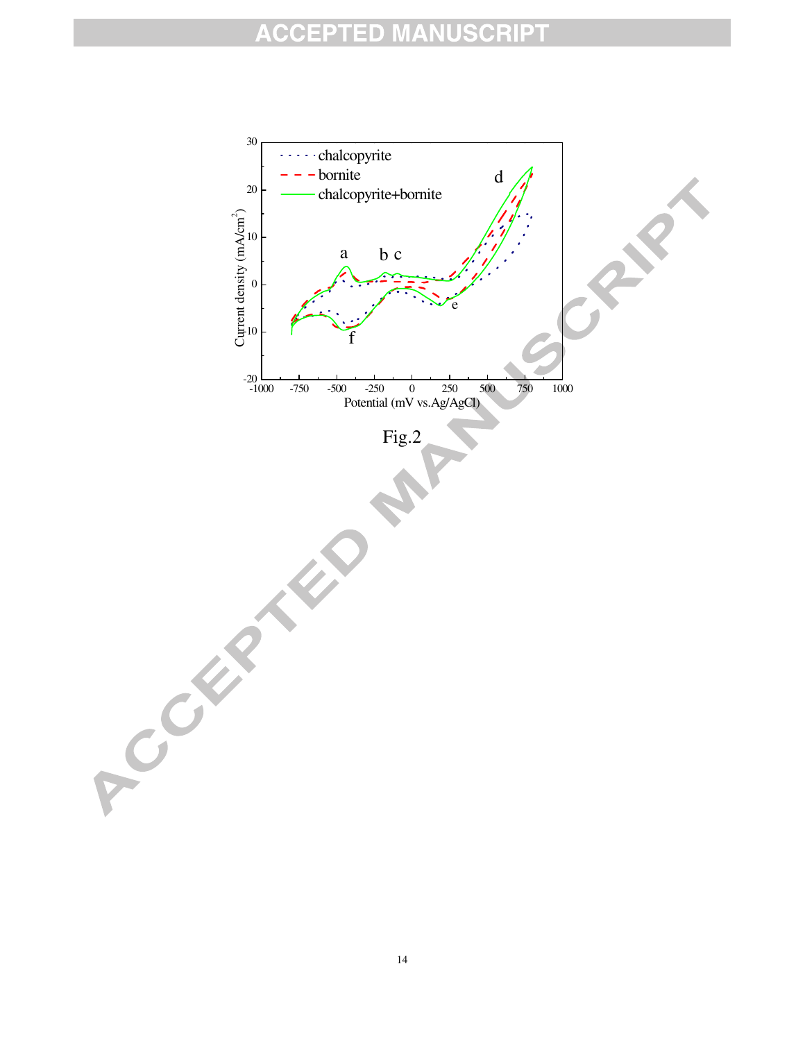Fig.2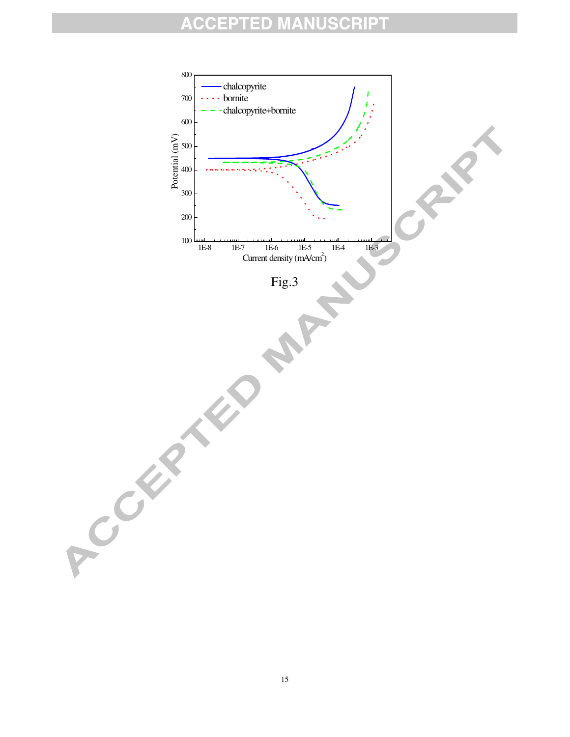Fig.3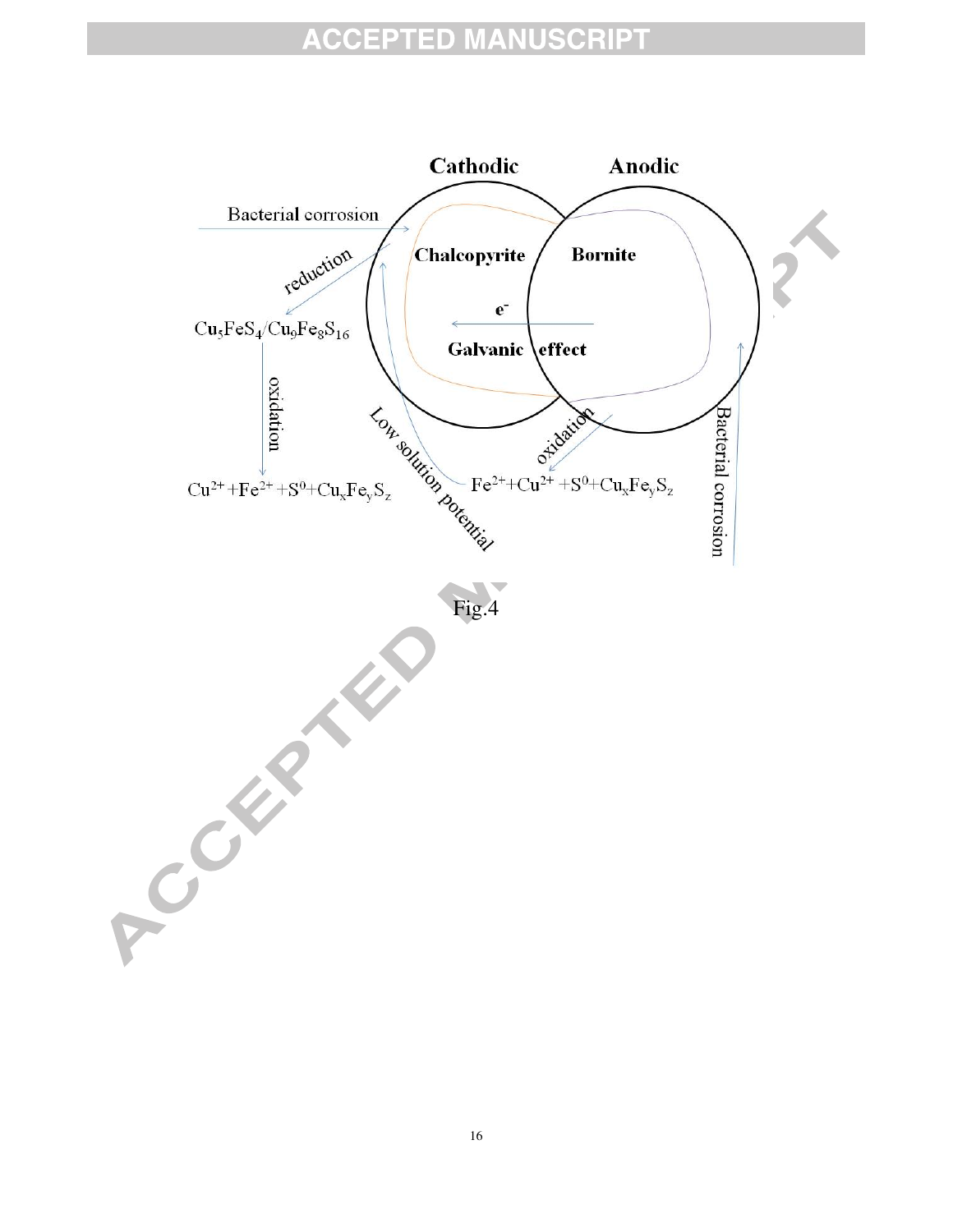Cathodic

Anodic

Bacterial corrosion

Chalcopyrite

Bornite

reduction

$e^-$

$Cu_5FeS_4/Cu_9Fe_8S_{16}$

Galvanic effect

oxidation

Low solution potential

oxidation

Bacterial corrosion

$Cu^{2+}+Fe^{2+}+S^0+Cu_xFe_yS_z$

$Fe^{2+}+Cu^{2+}+S^0+Cu_xFe_yS_z$

Fig.4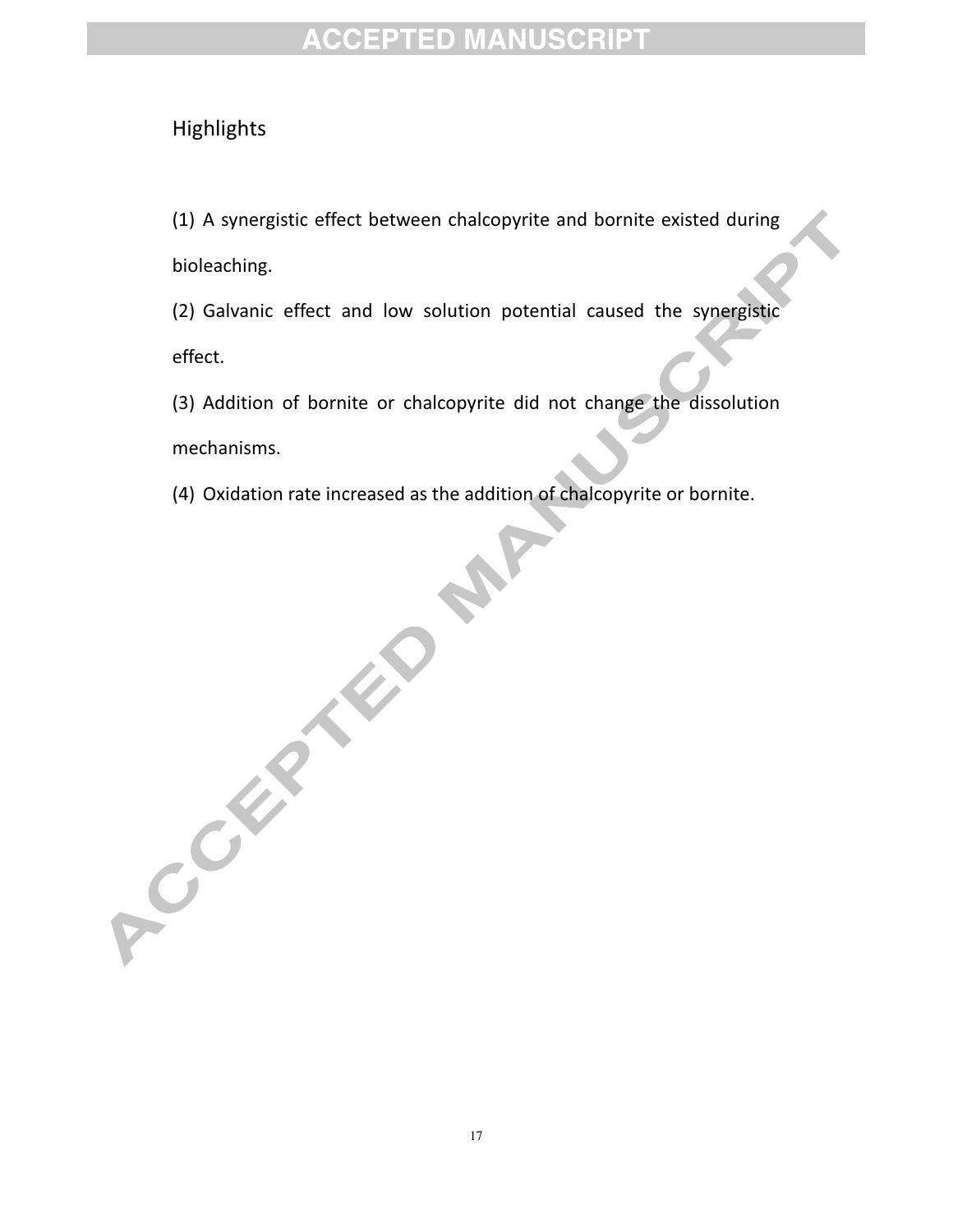## Highlights

(1) A synergistic effect between chalcopyrite and bornite existed during bioleaching.

(2) Galvanic effect and low solution potential caused the synergistic effect.

(3) Addition of bornite or chalcopyrite did not change the dissolution mechanisms.

(4) Oxidation rate increased as the addition of chalcopyrite or bornite.